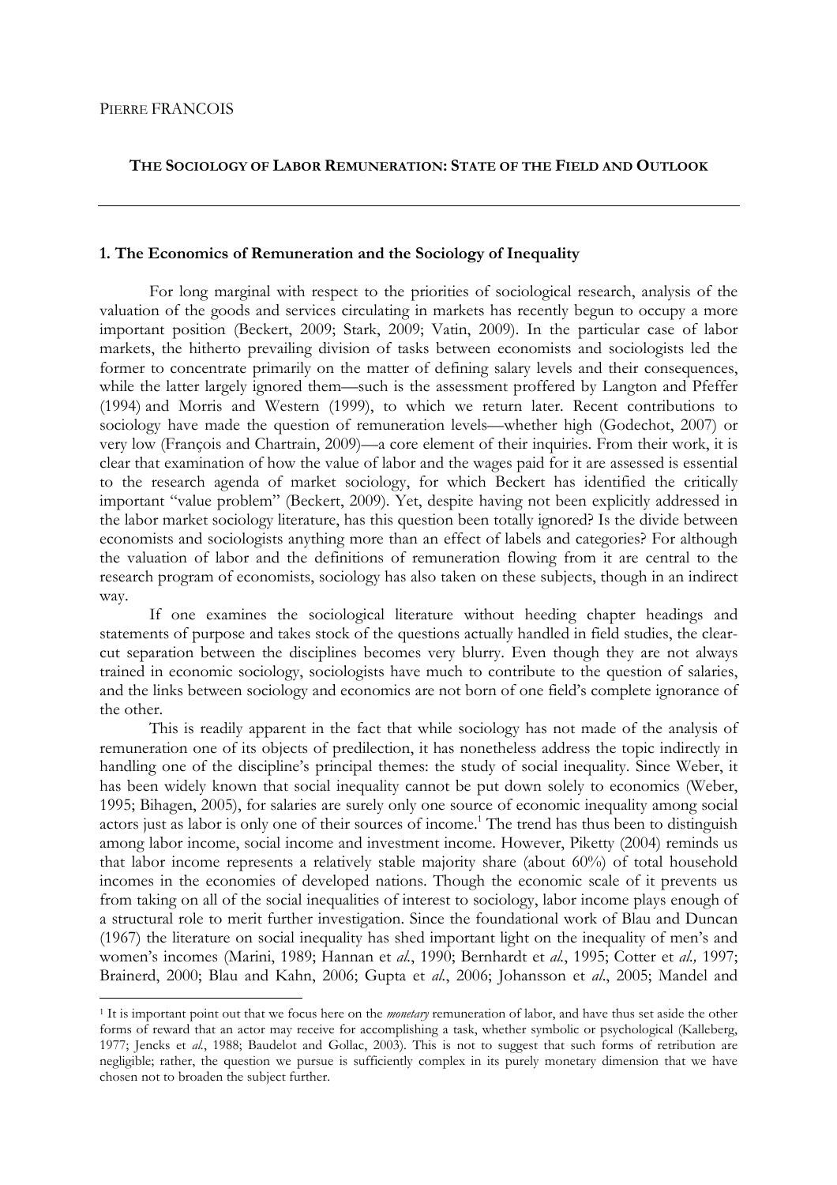PIERRE FRANCOIS

**THE SOCIOLOGY OF LABOR REMUNERATION: STATE OF THE FIELD AND OUTLOOK**

## 1. The Economics of Remuneration and the Sociology of Inequality

For long marginal with respect to the priorities of sociological research, analysis of the valuation of the goods and services circulating in markets has recently begun to occupy a more important position (Beckert, 2009; Stark, 2009; Vatin, 2009). In the particular case of labor markets, the hitherto prevailing division of tasks between economists and sociologists led the former to concentrate primarily on the matter of defining salary levels and their consequences, while the latter largely ignored them—such is the assessment proffered by Langton and Pfeffer (1994) and Morris and Western (1999), to which we return later. Recent contributions to sociology have made the question of remuneration levels—whether high (Godechot, 2007) or very low (François and Chartrain, 2009)—a core element of their inquiries. From their work, it is clear that examination of how the value of labor and the wages paid for it are assessed is essential to the research agenda of market sociology, for which Beckert has identified the critically important "value problem" (Beckert, 2009). Yet, despite having not been explicitly addressed in the labor market sociology literature, has this question been totally ignored? Is the divide between economists and sociologists anything more than an effect of labels and categories? For although the valuation of labor and the definitions of remuneration flowing from it are central to the research program of economists, sociology has also taken on these subjects, though in an indirect way.

If one examines the sociological literature without heeding chapter headings and statements of purpose and takes stock of the questions actually handled in field studies, the clear-cut separation between the disciplines becomes very blurry. Even though they are not always trained in economic sociology, sociologists have much to contribute to the question of salaries, and the links between sociology and economics are not born of one field's complete ignorance of the other.

This is readily apparent in the fact that while sociology has not made of the analysis of remuneration one of its objects of predilection, it has nonetheless address the topic indirectly in handling one of the discipline's principal themes: the study of social inequality. Since Weber, it has been widely known that social inequality cannot be put down solely to economics (Weber, 1995; Bihagen, 2005), for salaries are surely only one source of economic inequality among social actors just as labor is only one of their sources of income.[1] The trend has thus been to distinguish among labor income, social income and investment income. However, Piketty (2004) reminds us that labor income represents a relatively stable majority share (about 60%) of total household incomes in the economies of developed nations. Though the economic scale of it prevents us from taking on all of the social inequalities of interest to sociology, labor income plays enough of a structural role to merit further investigation. Since the foundational work of Blau and Duncan (1967) the literature on social inequality has shed important light on the inequality of men's and women's incomes (Marini, 1989; Hannan et *al*., 1990; Bernhardt et *al*., 1995; Cotter et *al.,* 1997; Brainerd, 2000; Blau and Kahn, 2006; Gupta et *al*., 2006; Johansson et *al*., 2005; Mandel and

---

[1] It is important point out that we focus here on the *monetary* remuneration of labor, and have thus set aside the other forms of reward that an actor may receive for accomplishing a task, whether symbolic or psychological (Kalleberg, 1977; Jencks et *al*., 1988; Baudelot and Gollac, 2003). This is not to suggest that such forms of retribution are negligible; rather, the question we pursue is sufficiently complex in its purely monetary dimension that we have chosen not to broaden the subject further.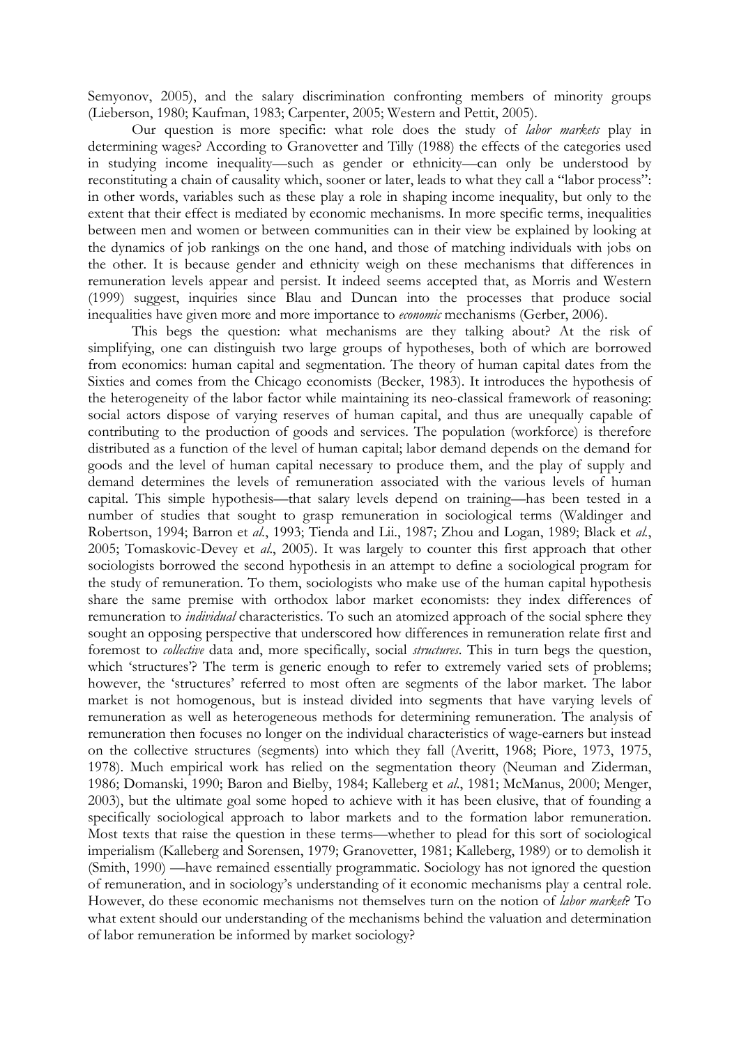Semyonov, 2005), and the salary discrimination confronting members of minority groups (Lieberson, 1980; Kaufman, 1983; Carpenter, 2005; Western and Pettit, 2005).

Our question is more specific: what role does the study of *labor markets* play in determining wages? According to Granovetter and Tilly (1988) the effects of the categories used in studying income inequality—such as gender or ethnicity—can only be understood by reconstituting a chain of causality which, sooner or later, leads to what they call a "labor process": in other words, variables such as these play a role in shaping income inequality, but only to the extent that their effect is mediated by economic mechanisms. In more specific terms, inequalities between men and women or between communities can in their view be explained by looking at the dynamics of job rankings on the one hand, and those of matching individuals with jobs on the other. It is because gender and ethnicity weigh on these mechanisms that differences in remuneration levels appear and persist. It indeed seems accepted that, as Morris and Western (1999) suggest, inquiries since Blau and Duncan into the processes that produce social inequalities have given more and more importance to *economic* mechanisms (Gerber, 2006).

This begs the question: what mechanisms are they talking about? At the risk of simplifying, one can distinguish two large groups of hypotheses, both of which are borrowed from economics: human capital and segmentation. The theory of human capital dates from the Sixties and comes from the Chicago economists (Becker, 1983). It introduces the hypothesis of the heterogeneity of the labor factor while maintaining its neo-classical framework of reasoning: social actors dispose of varying reserves of human capital, and thus are unequally capable of contributing to the production of goods and services. The population (workforce) is therefore distributed as a function of the level of human capital; labor demand depends on the demand for goods and the level of human capital necessary to produce them, and the play of supply and demand determines the levels of remuneration associated with the various levels of human capital. This simple hypothesis—that salary levels depend on training—has been tested in a number of studies that sought to grasp remuneration in sociological terms (Waldinger and Robertson, 1994; Barron et *al*., 1993; Tienda and Lii., 1987; Zhou and Logan, 1989; Black et *al*., 2005; Tomaskovic-Devey et *al*., 2005). It was largely to counter this first approach that other sociologists borrowed the second hypothesis in an attempt to define a sociological program for the study of remuneration. To them, sociologists who make use of the human capital hypothesis share the same premise with orthodox labor market economists: they index differences of remuneration to *individual* characteristics. To such an atomized approach of the social sphere they sought an opposing perspective that underscored how differences in remuneration relate first and foremost to *collective* data and, more specifically, social *structures*. This in turn begs the question, which 'structures'? The term is generic enough to refer to extremely varied sets of problems; however, the 'structures' referred to most often are segments of the labor market. The labor market is not homogenous, but is instead divided into segments that have varying levels of remuneration as well as heterogeneous methods for determining remuneration. The analysis of remuneration then focuses no longer on the individual characteristics of wage-earners but instead on the collective structures (segments) into which they fall (Averitt, 1968; Piore, 1973, 1975, 1978). Much empirical work has relied on the segmentation theory (Neuman and Ziderman, 1986; Domanski, 1990; Baron and Bielby, 1984; Kalleberg et *al*., 1981; McManus, 2000; Menger, 2003), but the ultimate goal some hoped to achieve with it has been elusive, that of founding a specifically sociological approach to labor markets and to the formation labor remuneration. Most texts that raise the question in these terms—whether to plead for this sort of sociological imperialism (Kalleberg and Sorensen, 1979; Granovetter, 1981; Kalleberg, 1989) or to demolish it (Smith, 1990) —have remained essentially programmatic. Sociology has not ignored the question of remuneration, and in sociology's understanding of it economic mechanisms play a central role. However, do these economic mechanisms not themselves turn on the notion of *labor market*? To what extent should our understanding of the mechanisms behind the valuation and determination of labor remuneration be informed by market sociology?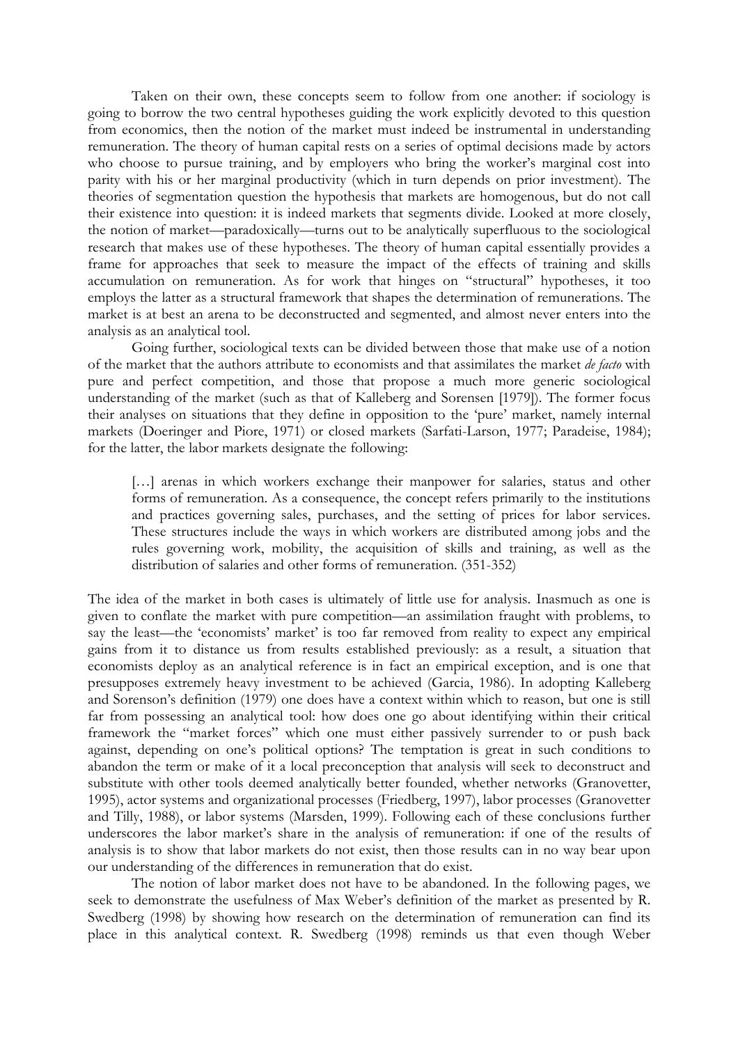Taken on their own, these concepts seem to follow from one another: if sociology is going to borrow the two central hypotheses guiding the work explicitly devoted to this question from economics, then the notion of the market must indeed be instrumental in understanding remuneration. The theory of human capital rests on a series of optimal decisions made by actors who choose to pursue training, and by employers who bring the worker's marginal cost into parity with his or her marginal productivity (which in turn depends on prior investment). The theories of segmentation question the hypothesis that markets are homogenous, but do not call their existence into question: it is indeed markets that segments divide. Looked at more closely, the notion of market—paradoxically—turns out to be analytically superfluous to the sociological research that makes use of these hypotheses. The theory of human capital essentially provides a frame for approaches that seek to measure the impact of the effects of training and skills accumulation on remuneration. As for work that hinges on "structural" hypotheses, it too employs the latter as a structural framework that shapes the determination of remunerations. The market is at best an arena to be deconstructed and segmented, and almost never enters into the analysis as an analytical tool.

Going further, sociological texts can be divided between those that make use of a notion of the market that the authors attribute to economists and that assimilates the market *de facto* with pure and perfect competition, and those that propose a much more generic sociological understanding of the market (such as that of Kalleberg and Sorensen [1979]). The former focus their analyses on situations that they define in opposition to the 'pure' market, namely internal markets (Doeringer and Piore, 1971) or closed markets (Sarfati-Larson, 1977; Paradeise, 1984); for the latter, the labor markets designate the following:

> […] arenas in which workers exchange their manpower for salaries, status and other forms of remuneration. As a consequence, the concept refers primarily to the institutions and practices governing sales, purchases, and the setting of prices for labor services. These structures include the ways in which workers are distributed among jobs and the rules governing work, mobility, the acquisition of skills and training, as well as the distribution of salaries and other forms of remuneration. (351-352)

The idea of the market in both cases is ultimately of little use for analysis. Inasmuch as one is given to conflate the market with pure competition—an assimilation fraught with problems, to say the least—the 'economists' market' is too far removed from reality to expect any empirical gains from it to distance us from results established previously: as a result, a situation that economists deploy as an analytical reference is in fact an empirical exception, and is one that presupposes extremely heavy investment to be achieved (Garcia, 1986). In adopting Kalleberg and Sorenson's definition (1979) one does have a context within which to reason, but one is still far from possessing an analytical tool: how does one go about identifying within their critical framework the "market forces" which one must either passively surrender to or push back against, depending on one's political options? The temptation is great in such conditions to abandon the term or make of it a local preconception that analysis will seek to deconstruct and substitute with other tools deemed analytically better founded, whether networks (Granovetter, 1995), actor systems and organizational processes (Friedberg, 1997), labor processes (Granovetter and Tilly, 1988), or labor systems (Marsden, 1999). Following each of these conclusions further underscores the labor market's share in the analysis of remuneration: if one of the results of analysis is to show that labor markets do not exist, then those results can in no way bear upon our understanding of the differences in remuneration that do exist.

The notion of labor market does not have to be abandoned. In the following pages, we seek to demonstrate the usefulness of Max Weber's definition of the market as presented by R. Swedberg (1998) by showing how research on the determination of remuneration can find its place in this analytical context. R. Swedberg (1998) reminds us that even though Weber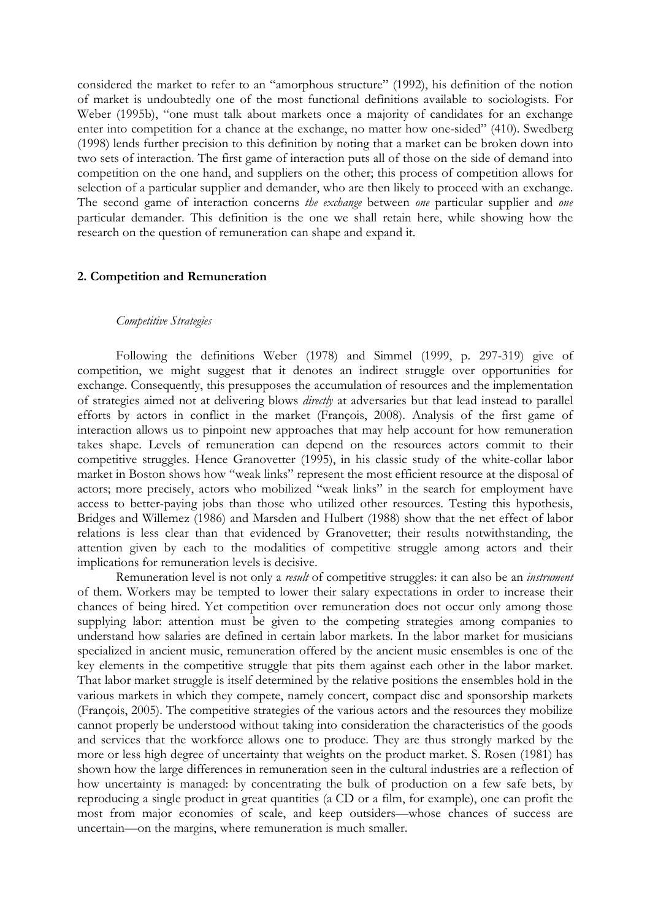considered the market to refer to an "amorphous structure" (1992), his definition of the notion of market is undoubtedly one of the most functional definitions available to sociologists. For Weber (1995b), "one must talk about markets once a majority of candidates for an exchange enter into competition for a chance at the exchange, no matter how one-sided" (410). Swedberg (1998) lends further precision to this definition by noting that a market can be broken down into two sets of interaction. The first game of interaction puts all of those on the side of demand into competition on the one hand, and suppliers on the other; this process of competition allows for selection of a particular supplier and demander, who are then likely to proceed with an exchange. The second game of interaction concerns *the exchange* between *one* particular supplier and *one* particular demander. This definition is the one we shall retain here, while showing how the research on the question of remuneration can shape and expand it.

## 2. Competition and Remuneration

### *Competitive Strategies*

Following the definitions Weber (1978) and Simmel (1999, p. 297-319) give of competition, we might suggest that it denotes an indirect struggle over opportunities for exchange. Consequently, this presupposes the accumulation of resources and the implementation of strategies aimed not at delivering blows *directly* at adversaries but that lead instead to parallel efforts by actors in conflict in the market (François, 2008). Analysis of the first game of interaction allows us to pinpoint new approaches that may help account for how remuneration takes shape. Levels of remuneration can depend on the resources actors commit to their competitive struggles. Hence Granovetter (1995), in his classic study of the white-collar labor market in Boston shows how "weak links" represent the most efficient resource at the disposal of actors; more precisely, actors who mobilized "weak links" in the search for employment have access to better-paying jobs than those who utilized other resources. Testing this hypothesis, Bridges and Willemez (1986) and Marsden and Hulbert (1988) show that the net effect of labor relations is less clear than that evidenced by Granovetter; their results notwithstanding, the attention given by each to the modalities of competitive struggle among actors and their implications for remuneration levels is decisive.

Remuneration level is not only a *result* of competitive struggles: it can also be an *instrument* of them. Workers may be tempted to lower their salary expectations in order to increase their chances of being hired. Yet competition over remuneration does not occur only among those supplying labor: attention must be given to the competing strategies among companies to understand how salaries are defined in certain labor markets. In the labor market for musicians specialized in ancient music, remuneration offered by the ancient music ensembles is one of the key elements in the competitive struggle that pits them against each other in the labor market. That labor market struggle is itself determined by the relative positions the ensembles hold in the various markets in which they compete, namely concert, compact disc and sponsorship markets (François, 2005). The competitive strategies of the various actors and the resources they mobilize cannot properly be understood without taking into consideration the characteristics of the goods and services that the workforce allows one to produce. They are thus strongly marked by the more or less high degree of uncertainty that weights on the product market. S. Rosen (1981) has shown how the large differences in remuneration seen in the cultural industries are a reflection of how uncertainty is managed: by concentrating the bulk of production on a few safe bets, by reproducing a single product in great quantities (a CD or a film, for example), one can profit the most from major economies of scale, and keep outsiders—whose chances of success are uncertain—on the margins, where remuneration is much smaller.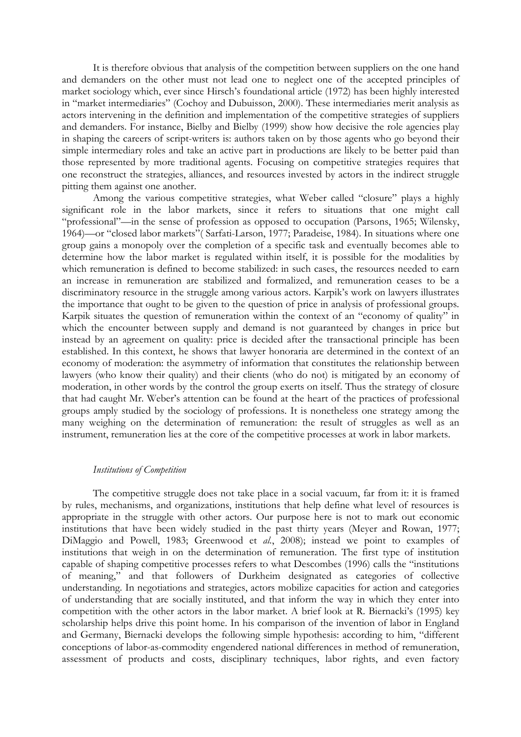It is therefore obvious that analysis of the competition between suppliers on the one hand and demanders on the other must not lead one to neglect one of the accepted principles of market sociology which, ever since Hirsch's foundational article (1972) has been highly interested in "market intermediaries" (Cochoy and Dubuisson, 2000). These intermediaries merit analysis as actors intervening in the definition and implementation of the competitive strategies of suppliers and demanders. For instance, Bielby and Bielby (1999) show how decisive the role agencies play in shaping the careers of script-writers is: authors taken on by those agents who go beyond their simple intermediary roles and take an active part in productions are likely to be better paid than those represented by more traditional agents. Focusing on competitive strategies requires that one reconstruct the strategies, alliances, and resources invested by actors in the indirect struggle pitting them against one another.

Among the various competitive strategies, what Weber called "closure" plays a highly significant role in the labor markets, since it refers to situations that one might call "professional"—in the sense of profession as opposed to occupation (Parsons, 1965; Wilensky, 1964)—or "closed labor markets"( Sarfati-Larson, 1977; Paradeise, 1984). In situations where one group gains a monopoly over the completion of a specific task and eventually becomes able to determine how the labor market is regulated within itself, it is possible for the modalities by which remuneration is defined to become stabilized: in such cases, the resources needed to earn an increase in remuneration are stabilized and formalized, and remuneration ceases to be a discriminatory resource in the struggle among various actors. Karpik's work on lawyers illustrates the importance that ought to be given to the question of price in analysis of professional groups. Karpik situates the question of remuneration within the context of an "economy of quality" in which the encounter between supply and demand is not guaranteed by changes in price but instead by an agreement on quality: price is decided after the transactional principle has been established. In this context, he shows that lawyer honoraria are determined in the context of an economy of moderation: the asymmetry of information that constitutes the relationship between lawyers (who know their quality) and their clients (who do not) is mitigated by an economy of moderation, in other words by the control the group exerts on itself. Thus the strategy of closure that had caught Mr. Weber's attention can be found at the heart of the practices of professional groups amply studied by the sociology of professions. It is nonetheless one strategy among the many weighing on the determination of remuneration: the result of struggles as well as an instrument, remuneration lies at the core of the competitive processes at work in labor markets.

### *Institutions of Competition*

The competitive struggle does not take place in a social vacuum, far from it: it is framed by rules, mechanisms, and organizations, institutions that help define what level of resources is appropriate in the struggle with other actors. Our purpose here is not to mark out economic institutions that have been widely studied in the past thirty years (Meyer and Rowan, 1977; DiMaggio and Powell, 1983; Greenwood et *al*., 2008); instead we point to examples of institutions that weigh in on the determination of remuneration. The first type of institution capable of shaping competitive processes refers to what Descombes (1996) calls the "institutions of meaning," and that followers of Durkheim designated as categories of collective understanding. In negotiations and strategies, actors mobilize capacities for action and categories of understanding that are socially instituted, and that inform the way in which they enter into competition with the other actors in the labor market. A brief look at R. Biernacki's (1995) key scholarship helps drive this point home. In his comparison of the invention of labor in England and Germany, Biernacki develops the following simple hypothesis: according to him, "different conceptions of labor-as-commodity engendered national differences in method of remuneration, assessment of products and costs, disciplinary techniques, labor rights, and even factory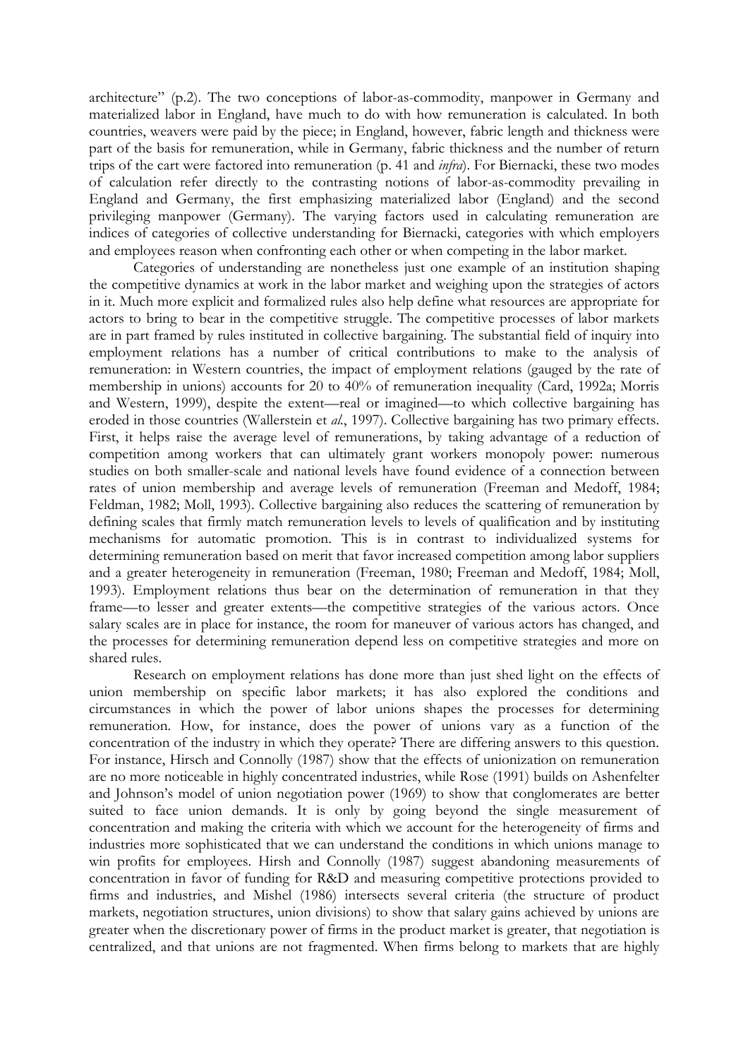architecture" (p.2). The two conceptions of labor-as-commodity, manpower in Germany and materialized labor in England, have much to do with how remuneration is calculated. In both countries, weavers were paid by the piece; in England, however, fabric length and thickness were part of the basis for remuneration, while in Germany, fabric thickness and the number of return trips of the cart were factored into remuneration (p. 41 and *infra*). For Biernacki, these two modes of calculation refer directly to the contrasting notions of labor-as-commodity prevailing in England and Germany, the first emphasizing materialized labor (England) and the second privileging manpower (Germany). The varying factors used in calculating remuneration are indices of categories of collective understanding for Biernacki, categories with which employers and employees reason when confronting each other or when competing in the labor market.

Categories of understanding are nonetheless just one example of an institution shaping the competitive dynamics at work in the labor market and weighing upon the strategies of actors in it. Much more explicit and formalized rules also help define what resources are appropriate for actors to bring to bear in the competitive struggle. The competitive processes of labor markets are in part framed by rules instituted in collective bargaining. The substantial field of inquiry into employment relations has a number of critical contributions to make to the analysis of remuneration: in Western countries, the impact of employment relations (gauged by the rate of membership in unions) accounts for 20 to 40% of remuneration inequality (Card, 1992a; Morris and Western, 1999), despite the extent—real or imagined—to which collective bargaining has eroded in those countries (Wallerstein et *al.*, 1997). Collective bargaining has two primary effects. First, it helps raise the average level of remunerations, by taking advantage of a reduction of competition among workers that can ultimately grant workers monopoly power: numerous studies on both smaller-scale and national levels have found evidence of a connection between rates of union membership and average levels of remuneration (Freeman and Medoff, 1984; Feldman, 1982; Moll, 1993). Collective bargaining also reduces the scattering of remuneration by defining scales that firmly match remuneration levels to levels of qualification and by instituting mechanisms for automatic promotion. This is in contrast to individualized systems for determining remuneration based on merit that favor increased competition among labor suppliers and a greater heterogeneity in remuneration (Freeman, 1980; Freeman and Medoff, 1984; Moll, 1993). Employment relations thus bear on the determination of remuneration in that they frame—to lesser and greater extents—the competitive strategies of the various actors. Once salary scales are in place for instance, the room for maneuver of various actors has changed, and the processes for determining remuneration depend less on competitive strategies and more on shared rules.

Research on employment relations has done more than just shed light on the effects of union membership on specific labor markets; it has also explored the conditions and circumstances in which the power of labor unions shapes the processes for determining remuneration. How, for instance, does the power of unions vary as a function of the concentration of the industry in which they operate? There are differing answers to this question. For instance, Hirsch and Connolly (1987) show that the effects of unionization on remuneration are no more noticeable in highly concentrated industries, while Rose (1991) builds on Ashenfelter and Johnson's model of union negotiation power (1969) to show that conglomerates are better suited to face union demands. It is only by going beyond the single measurement of concentration and making the criteria with which we account for the heterogeneity of firms and industries more sophisticated that we can understand the conditions in which unions manage to win profits for employees. Hirsh and Connolly (1987) suggest abandoning measurements of concentration in favor of funding for R&D and measuring competitive protections provided to firms and industries, and Mishel (1986) intersects several criteria (the structure of product markets, negotiation structures, union divisions) to show that salary gains achieved by unions are greater when the discretionary power of firms in the product market is greater, that negotiation is centralized, and that unions are not fragmented. When firms belong to markets that are highly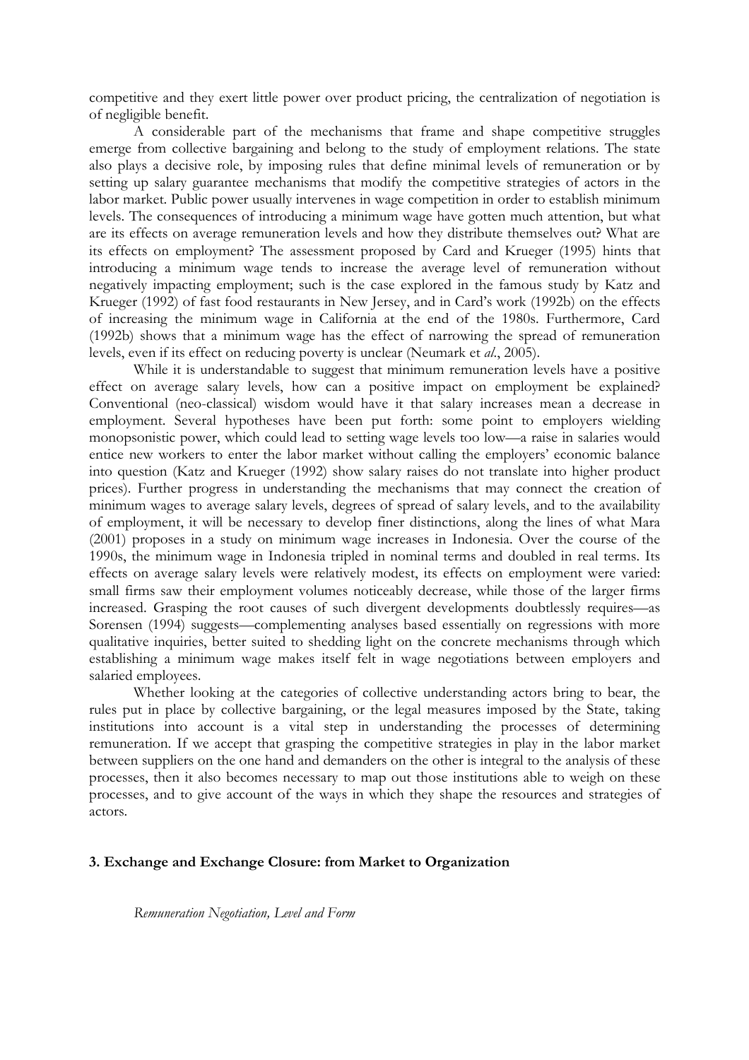competitive and they exert little power over product pricing, the centralization of negotiation is of negligible benefit.

A considerable part of the mechanisms that frame and shape competitive struggles emerge from collective bargaining and belong to the study of employment relations. The state also plays a decisive role, by imposing rules that define minimal levels of remuneration or by setting up salary guarantee mechanisms that modify the competitive strategies of actors in the labor market. Public power usually intervenes in wage competition in order to establish minimum levels. The consequences of introducing a minimum wage have gotten much attention, but what are its effects on average remuneration levels and how they distribute themselves out? What are its effects on employment? The assessment proposed by Card and Krueger (1995) hints that introducing a minimum wage tends to increase the average level of remuneration without negatively impacting employment; such is the case explored in the famous study by Katz and Krueger (1992) of fast food restaurants in New Jersey, and in Card's work (1992b) on the effects of increasing the minimum wage in California at the end of the 1980s. Furthermore, Card (1992b) shows that a minimum wage has the effect of narrowing the spread of remuneration levels, even if its effect on reducing poverty is unclear (Neumark et *al*., 2005).

While it is understandable to suggest that minimum remuneration levels have a positive effect on average salary levels, how can a positive impact on employment be explained? Conventional (neo-classical) wisdom would have it that salary increases mean a decrease in employment. Several hypotheses have been put forth: some point to employers wielding monopsonistic power, which could lead to setting wage levels too low—a raise in salaries would entice new workers to enter the labor market without calling the employers' economic balance into question (Katz and Krueger (1992) show salary raises do not translate into higher product prices). Further progress in understanding the mechanisms that may connect the creation of minimum wages to average salary levels, degrees of spread of salary levels, and to the availability of employment, it will be necessary to develop finer distinctions, along the lines of what Mara (2001) proposes in a study on minimum wage increases in Indonesia. Over the course of the 1990s, the minimum wage in Indonesia tripled in nominal terms and doubled in real terms. Its effects on average salary levels were relatively modest, its effects on employment were varied: small firms saw their employment volumes noticeably decrease, while those of the larger firms increased. Grasping the root causes of such divergent developments doubtlessly requires—as Sorensen (1994) suggests—complementing analyses based essentially on regressions with more qualitative inquiries, better suited to shedding light on the concrete mechanisms through which establishing a minimum wage makes itself felt in wage negotiations between employers and salaried employees.

Whether looking at the categories of collective understanding actors bring to bear, the rules put in place by collective bargaining, or the legal measures imposed by the State, taking institutions into account is a vital step in understanding the processes of determining remuneration. If we accept that grasping the competitive strategies in play in the labor market between suppliers on the one hand and demanders on the other is integral to the analysis of these processes, then it also becomes necessary to map out those institutions able to weigh on these processes, and to give account of the ways in which they shape the resources and strategies of actors.

## 3. Exchange and Exchange Closure: from Market to Organization

*Remuneration Negotiation, Level and Form*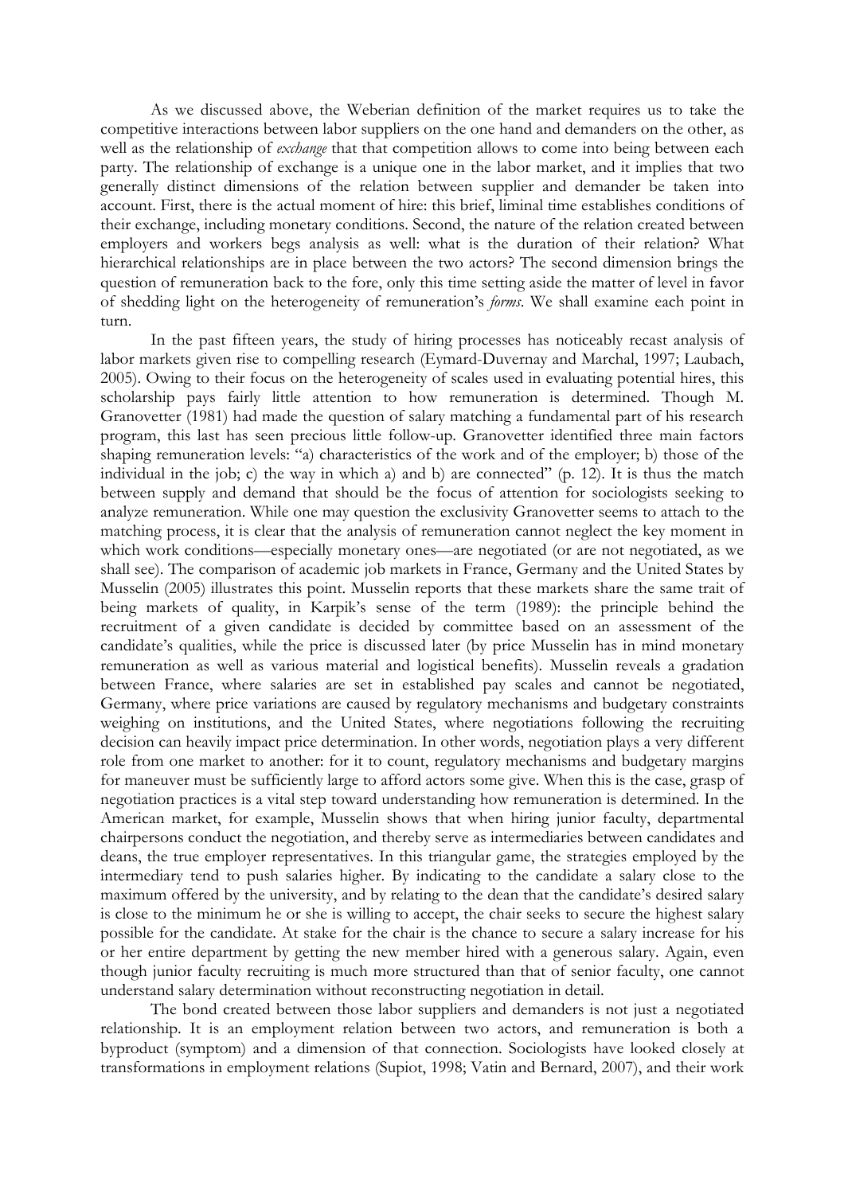As we discussed above, the Weberian definition of the market requires us to take the competitive interactions between labor suppliers on the one hand and demanders on the other, as well as the relationship of *exchange* that that competition allows to come into being between each party. The relationship of exchange is a unique one in the labor market, and it implies that two generally distinct dimensions of the relation between supplier and demander be taken into account. First, there is the actual moment of hire: this brief, liminal time establishes conditions of their exchange, including monetary conditions. Second, the nature of the relation created between employers and workers begs analysis as well: what is the duration of their relation? What hierarchical relationships are in place between the two actors? The second dimension brings the question of remuneration back to the fore, only this time setting aside the matter of level in favor of shedding light on the heterogeneity of remuneration's *forms*. We shall examine each point in turn.

In the past fifteen years, the study of hiring processes has noticeably recast analysis of labor markets given rise to compelling research (Eymard-Duvernay and Marchal, 1997; Laubach, 2005). Owing to their focus on the heterogeneity of scales used in evaluating potential hires, this scholarship pays fairly little attention to how remuneration is determined. Though M. Granovetter (1981) had made the question of salary matching a fundamental part of his research program, this last has seen precious little follow-up. Granovetter identified three main factors shaping remuneration levels: "a) characteristics of the work and of the employer; b) those of the individual in the job; c) the way in which a) and b) are connected" (p. 12). It is thus the match between supply and demand that should be the focus of attention for sociologists seeking to analyze remuneration. While one may question the exclusivity Granovetter seems to attach to the matching process, it is clear that the analysis of remuneration cannot neglect the key moment in which work conditions—especially monetary ones—are negotiated (or are not negotiated, as we shall see). The comparison of academic job markets in France, Germany and the United States by Musselin (2005) illustrates this point. Musselin reports that these markets share the same trait of being markets of quality, in Karpik's sense of the term (1989): the principle behind the recruitment of a given candidate is decided by committee based on an assessment of the candidate's qualities, while the price is discussed later (by price Musselin has in mind monetary remuneration as well as various material and logistical benefits). Musselin reveals a gradation between France, where salaries are set in established pay scales and cannot be negotiated, Germany, where price variations are caused by regulatory mechanisms and budgetary constraints weighing on institutions, and the United States, where negotiations following the recruiting decision can heavily impact price determination. In other words, negotiation plays a very different role from one market to another: for it to count, regulatory mechanisms and budgetary margins for maneuver must be sufficiently large to afford actors some give. When this is the case, grasp of negotiation practices is a vital step toward understanding how remuneration is determined. In the American market, for example, Musselin shows that when hiring junior faculty, departmental chairpersons conduct the negotiation, and thereby serve as intermediaries between candidates and deans, the true employer representatives. In this triangular game, the strategies employed by the intermediary tend to push salaries higher. By indicating to the candidate a salary close to the maximum offered by the university, and by relating to the dean that the candidate's desired salary is close to the minimum he or she is willing to accept, the chair seeks to secure the highest salary possible for the candidate. At stake for the chair is the chance to secure a salary increase for his or her entire department by getting the new member hired with a generous salary. Again, even though junior faculty recruiting is much more structured than that of senior faculty, one cannot understand salary determination without reconstructing negotiation in detail.

The bond created between those labor suppliers and demanders is not just a negotiated relationship. It is an employment relation between two actors, and remuneration is both a byproduct (symptom) and a dimension of that connection. Sociologists have looked closely at transformations in employment relations (Supiot, 1998; Vatin and Bernard, 2007), and their work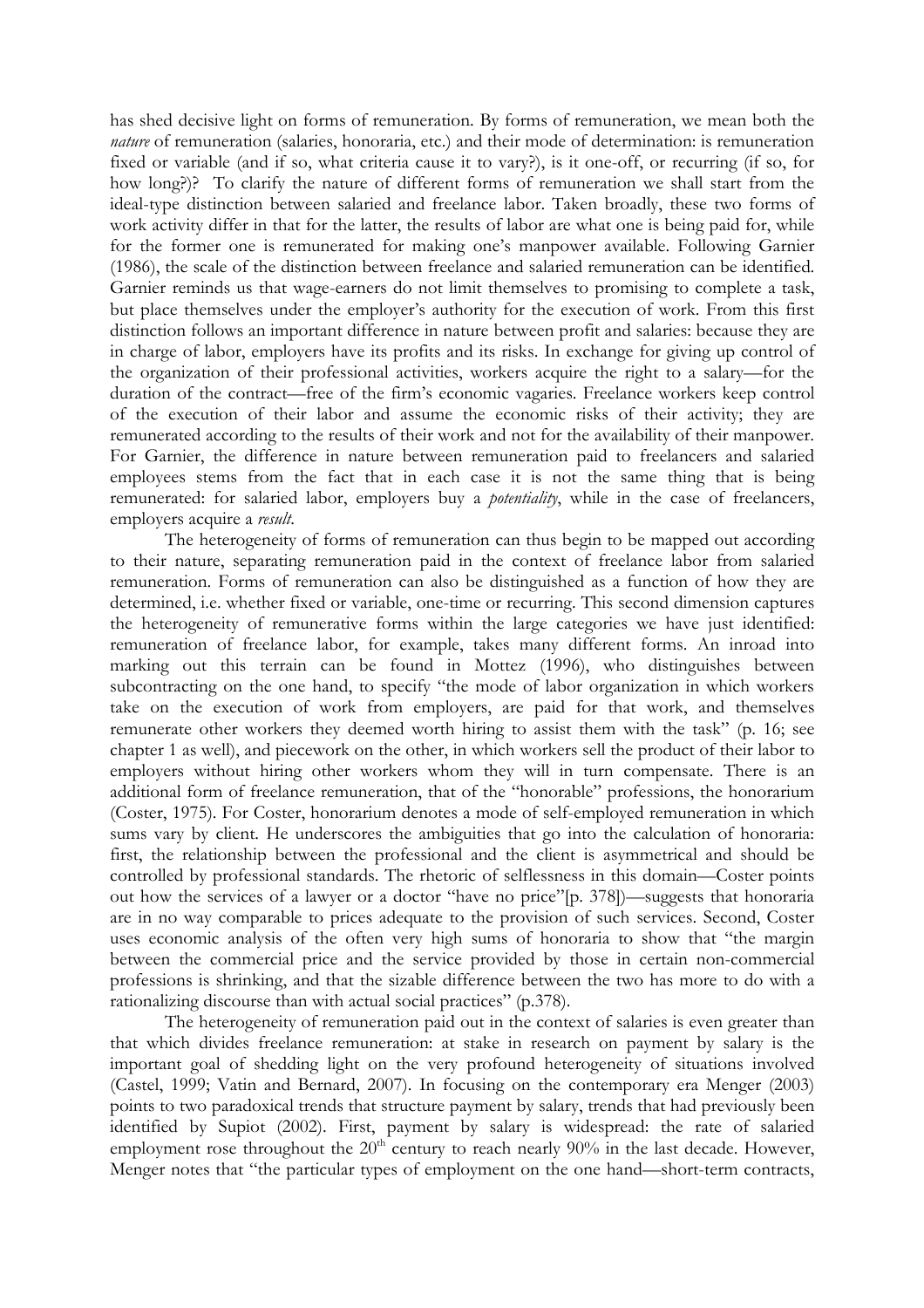has shed decisive light on forms of remuneration. By forms of remuneration, we mean both the *nature* of remuneration (salaries, honoraria, etc.) and their mode of determination: is remuneration fixed or variable (and if so, what criteria cause it to vary?), is it one-off, or recurring (if so, for how long?)? To clarify the nature of different forms of remuneration we shall start from the ideal-type distinction between salaried and freelance labor. Taken broadly, these two forms of work activity differ in that for the latter, the results of labor are what one is being paid for, while for the former one is remunerated for making one's manpower available. Following Garnier (1986), the scale of the distinction between freelance and salaried remuneration can be identified. Garnier reminds us that wage-earners do not limit themselves to promising to complete a task, but place themselves under the employer's authority for the execution of work. From this first distinction follows an important difference in nature between profit and salaries: because they are in charge of labor, employers have its profits and its risks. In exchange for giving up control of the organization of their professional activities, workers acquire the right to a salary—for the duration of the contract—free of the firm's economic vagaries. Freelance workers keep control of the execution of their labor and assume the economic risks of their activity; they are remunerated according to the results of their work and not for the availability of their manpower. For Garnier, the difference in nature between remuneration paid to freelancers and salaried employees stems from the fact that in each case it is not the same thing that is being remunerated: for salaried labor, employers buy a *potentiality*, while in the case of freelancers, employers acquire a *result*.

The heterogeneity of forms of remuneration can thus begin to be mapped out according to their nature, separating remuneration paid in the context of freelance labor from salaried remuneration. Forms of remuneration can also be distinguished as a function of how they are determined, i.e. whether fixed or variable, one-time or recurring. This second dimension captures the heterogeneity of remunerative forms within the large categories we have just identified: remuneration of freelance labor, for example, takes many different forms. An inroad into marking out this terrain can be found in Mottez (1996), who distinguishes between subcontracting on the one hand, to specify "the mode of labor organization in which workers take on the execution of work from employers, are paid for that work, and themselves remunerate other workers they deemed worth hiring to assist them with the task" (p. 16; see chapter 1 as well), and piecework on the other, in which workers sell the product of their labor to employers without hiring other workers whom they will in turn compensate. There is an additional form of freelance remuneration, that of the "honorable" professions, the honorarium (Coster, 1975). For Coster, honorarium denotes a mode of self-employed remuneration in which sums vary by client. He underscores the ambiguities that go into the calculation of honoraria: first, the relationship between the professional and the client is asymmetrical and should be controlled by professional standards. The rhetoric of selflessness in this domain—Coster points out how the services of a lawyer or a doctor "have no price"[p. 378])—suggests that honoraria are in no way comparable to prices adequate to the provision of such services. Second, Coster uses economic analysis of the often very high sums of honoraria to show that "the margin between the commercial price and the service provided by those in certain non-commercial professions is shrinking, and that the sizable difference between the two has more to do with a rationalizing discourse than with actual social practices" (p.378).

The heterogeneity of remuneration paid out in the context of salaries is even greater than that which divides freelance remuneration: at stake in research on payment by salary is the important goal of shedding light on the very profound heterogeneity of situations involved (Castel, 1999; Vatin and Bernard, 2007). In focusing on the contemporary era Menger (2003) points to two paradoxical trends that structure payment by salary, trends that had previously been identified by Supiot (2002). First, payment by salary is widespread: the rate of salaried employment rose throughout the 20th century to reach nearly 90% in the last decade. However, Menger notes that "the particular types of employment on the one hand—short-term contracts,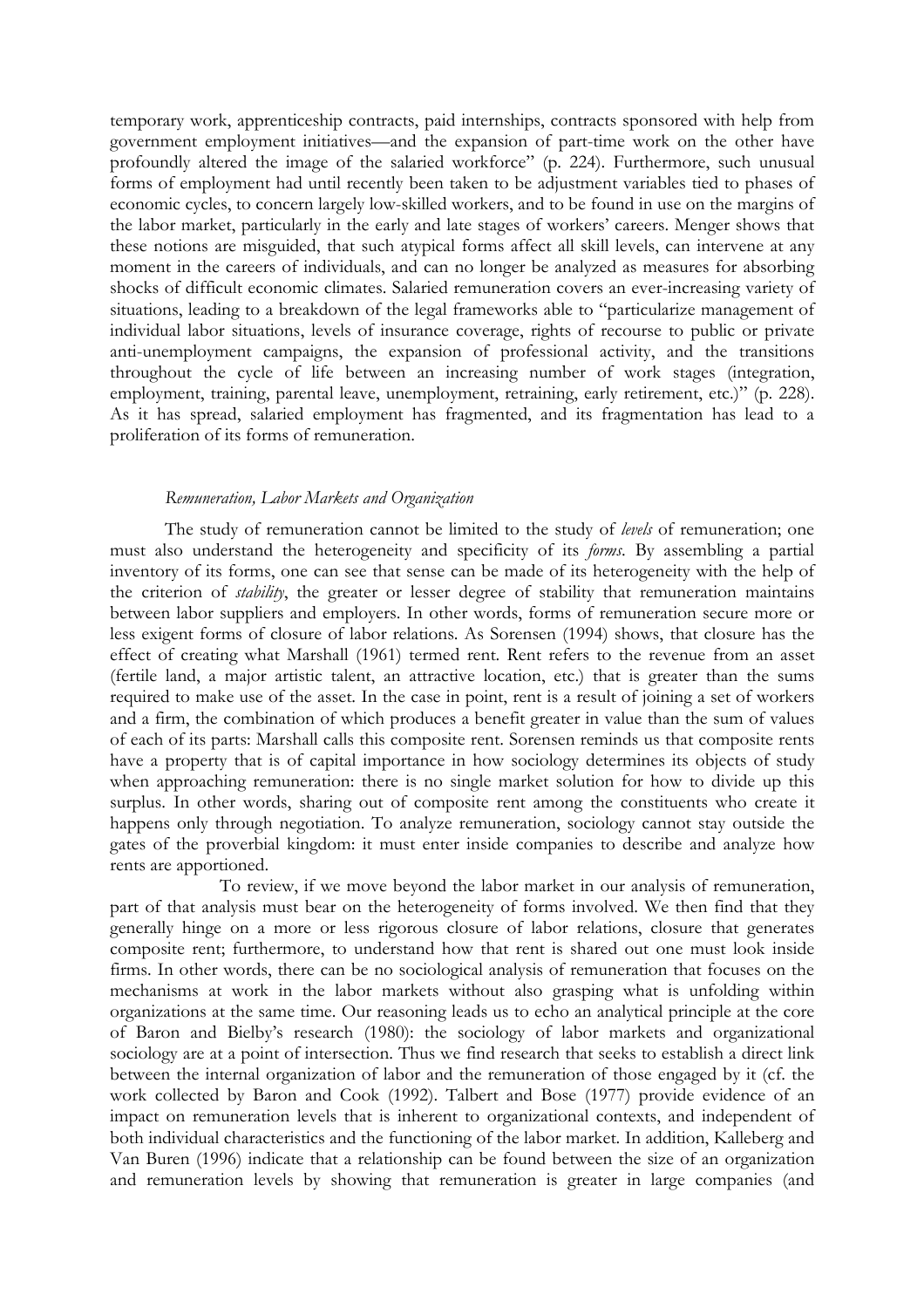temporary work, apprenticeship contracts, paid internships, contracts sponsored with help from government employment initiatives—and the expansion of part-time work on the other have profoundly altered the image of the salaried workforce" (p. 224). Furthermore, such unusual forms of employment had until recently been taken to be adjustment variables tied to phases of economic cycles, to concern largely low-skilled workers, and to be found in use on the margins of the labor market, particularly in the early and late stages of workers' careers. Menger shows that these notions are misguided, that such atypical forms affect all skill levels, can intervene at any moment in the careers of individuals, and can no longer be analyzed as measures for absorbing shocks of difficult economic climates. Salaried remuneration covers an ever-increasing variety of situations, leading to a breakdown of the legal frameworks able to "particularize management of individual labor situations, levels of insurance coverage, rights of recourse to public or private anti-unemployment campaigns, the expansion of professional activity, and the transitions throughout the cycle of life between an increasing number of work stages (integration, employment, training, parental leave, unemployment, retraining, early retirement, etc.)" (p. 228). As it has spread, salaried employment has fragmented, and its fragmentation has lead to a proliferation of its forms of remuneration.

### *Remuneration, Labor Markets and Organization*

The study of remuneration cannot be limited to the study of *levels* of remuneration; one must also understand the heterogeneity and specificity of its *forms*. By assembling a partial inventory of its forms, one can see that sense can be made of its heterogeneity with the help of the criterion of *stability*, the greater or lesser degree of stability that remuneration maintains between labor suppliers and employers. In other words, forms of remuneration secure more or less exigent forms of closure of labor relations. As Sorensen (1994) shows, that closure has the effect of creating what Marshall (1961) termed rent. Rent refers to the revenue from an asset (fertile land, a major artistic talent, an attractive location, etc.) that is greater than the sums required to make use of the asset. In the case in point, rent is a result of joining a set of workers and a firm, the combination of which produces a benefit greater in value than the sum of values of each of its parts: Marshall calls this composite rent. Sorensen reminds us that composite rents have a property that is of capital importance in how sociology determines its objects of study when approaching remuneration: there is no single market solution for how to divide up this surplus. In other words, sharing out of composite rent among the constituents who create it happens only through negotiation. To analyze remuneration, sociology cannot stay outside the gates of the proverbial kingdom: it must enter inside companies to describe and analyze how rents are apportioned.

To review, if we move beyond the labor market in our analysis of remuneration, part of that analysis must bear on the heterogeneity of forms involved. We then find that they generally hinge on a more or less rigorous closure of labor relations, closure that generates composite rent; furthermore, to understand how that rent is shared out one must look inside firms. In other words, there can be no sociological analysis of remuneration that focuses on the mechanisms at work in the labor markets without also grasping what is unfolding within organizations at the same time. Our reasoning leads us to echo an analytical principle at the core of Baron and Bielby's research (1980): the sociology of labor markets and organizational sociology are at a point of intersection. Thus we find research that seeks to establish a direct link between the internal organization of labor and the remuneration of those engaged by it (cf. the work collected by Baron and Cook (1992). Talbert and Bose (1977) provide evidence of an impact on remuneration levels that is inherent to organizational contexts, and independent of both individual characteristics and the functioning of the labor market. In addition, Kalleberg and Van Buren (1996) indicate that a relationship can be found between the size of an organization and remuneration levels by showing that remuneration is greater in large companies (and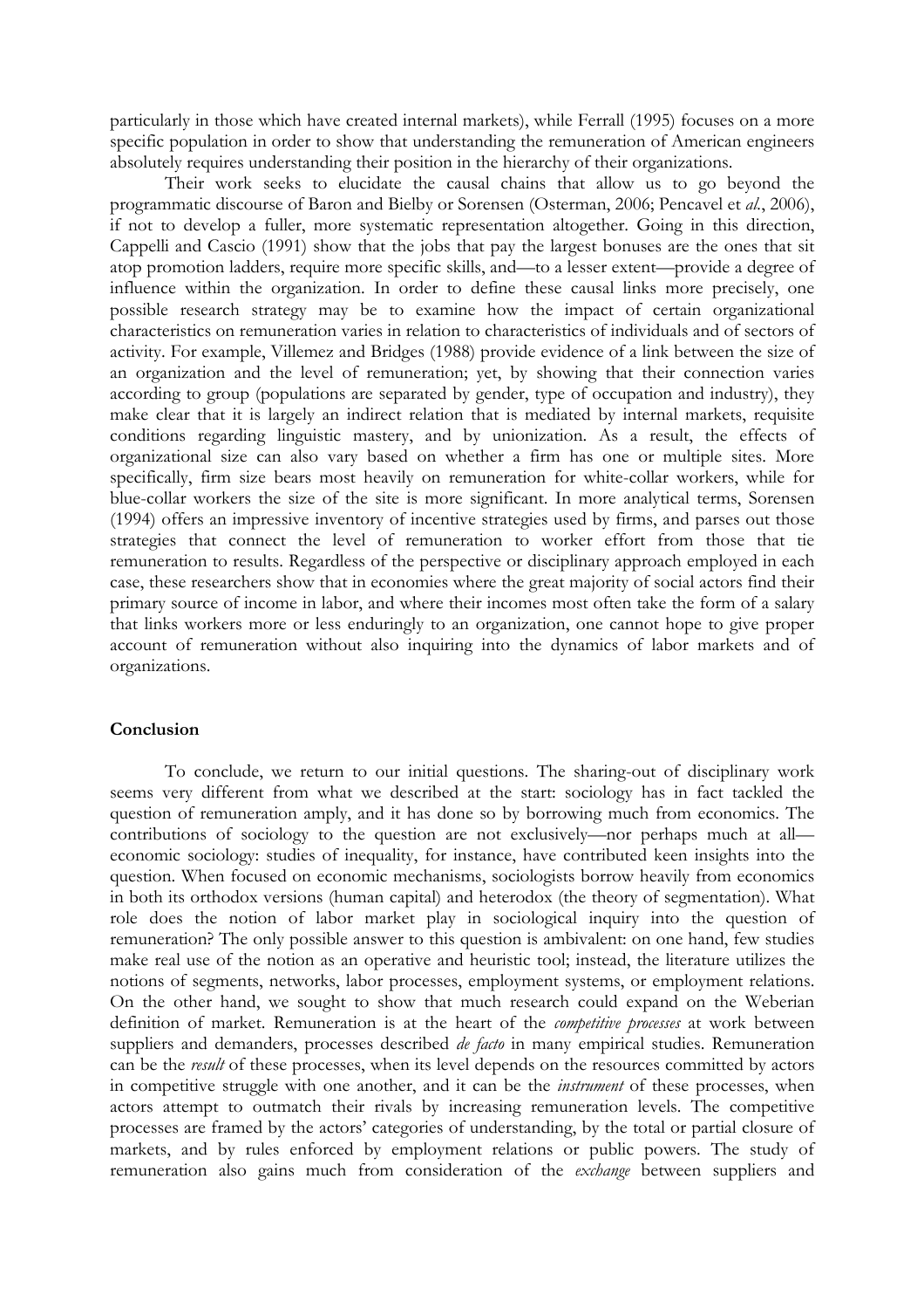particularly in those which have created internal markets), while Ferrall (1995) focuses on a more specific population in order to show that understanding the remuneration of American engineers absolutely requires understanding their position in the hierarchy of their organizations.

Their work seeks to elucidate the causal chains that allow us to go beyond the programmatic discourse of Baron and Bielby or Sorensen (Osterman, 2006; Pencavel et *al.*, 2006), if not to develop a fuller, more systematic representation altogether. Going in this direction, Cappelli and Cascio (1991) show that the jobs that pay the largest bonuses are the ones that sit atop promotion ladders, require more specific skills, and—to a lesser extent—provide a degree of influence within the organization. In order to define these causal links more precisely, one possible research strategy may be to examine how the impact of certain organizational characteristics on remuneration varies in relation to characteristics of individuals and of sectors of activity. For example, Villemez and Bridges (1988) provide evidence of a link between the size of an organization and the level of remuneration; yet, by showing that their connection varies according to group (populations are separated by gender, type of occupation and industry), they make clear that it is largely an indirect relation that is mediated by internal markets, requisite conditions regarding linguistic mastery, and by unionization. As a result, the effects of organizational size can also vary based on whether a firm has one or multiple sites. More specifically, firm size bears most heavily on remuneration for white-collar workers, while for blue-collar workers the size of the site is more significant. In more analytical terms, Sorensen (1994) offers an impressive inventory of incentive strategies used by firms, and parses out those strategies that connect the level of remuneration to worker effort from those that tie remuneration to results. Regardless of the perspective or disciplinary approach employed in each case, these researchers show that in economies where the great majority of social actors find their primary source of income in labor, and where their incomes most often take the form of a salary that links workers more or less enduringly to an organization, one cannot hope to give proper account of remuneration without also inquiring into the dynamics of labor markets and of organizations.

## Conclusion

To conclude, we return to our initial questions. The sharing-out of disciplinary work seems very different from what we described at the start: sociology has in fact tackled the question of remuneration amply, and it has done so by borrowing much from economics. The contributions of sociology to the question are not exclusively—nor perhaps much at all—economic sociology: studies of inequality, for instance, have contributed keen insights into the question. When focused on economic mechanisms, sociologists borrow heavily from economics in both its orthodox versions (human capital) and heterodox (the theory of segmentation). What role does the notion of labor market play in sociological inquiry into the question of remuneration? The only possible answer to this question is ambivalent: on one hand, few studies make real use of the notion as an operative and heuristic tool; instead, the literature utilizes the notions of segments, networks, labor processes, employment systems, or employment relations. On the other hand, we sought to show that much research could expand on the Weberian definition of market. Remuneration is at the heart of the *competitive processes* at work between suppliers and demanders, processes described *de facto* in many empirical studies. Remuneration can be the *result* of these processes, when its level depends on the resources committed by actors in competitive struggle with one another, and it can be the *instrument* of these processes, when actors attempt to outmatch their rivals by increasing remuneration levels. The competitive processes are framed by the actors' categories of understanding, by the total or partial closure of markets, and by rules enforced by employment relations or public powers. The study of remuneration also gains much from consideration of the *exchange* between suppliers and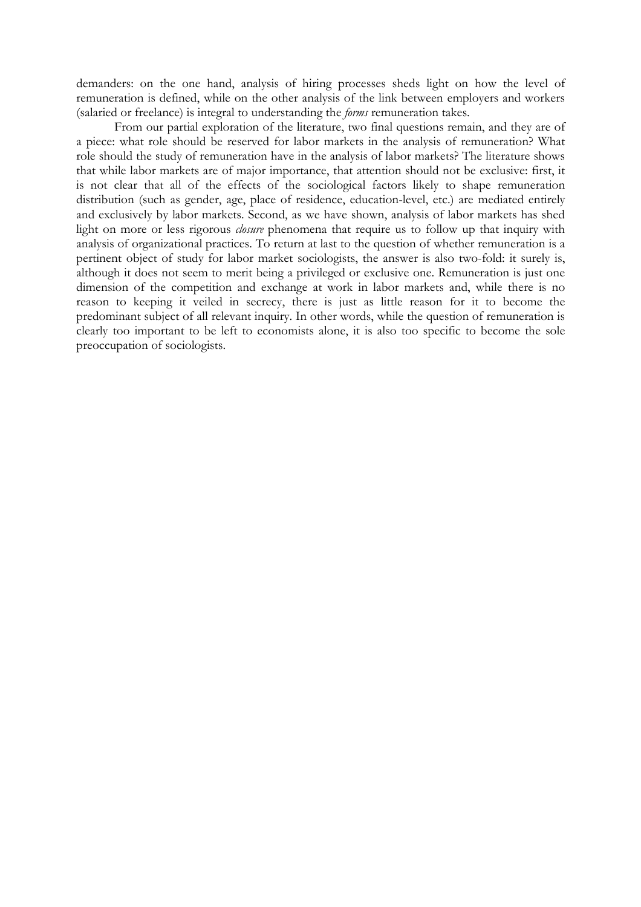demanders: on the one hand, analysis of hiring processes sheds light on how the level of remuneration is defined, while on the other analysis of the link between employers and workers (salaried or freelance) is integral to understanding the *forms* remuneration takes.

From our partial exploration of the literature, two final questions remain, and they are of a piece: what role should be reserved for labor markets in the analysis of remuneration? What role should the study of remuneration have in the analysis of labor markets? The literature shows that while labor markets are of major importance, that attention should not be exclusive: first, it is not clear that all of the effects of the sociological factors likely to shape remuneration distribution (such as gender, age, place of residence, education-level, etc.) are mediated entirely and exclusively by labor markets. Second, as we have shown, analysis of labor markets has shed light on more or less rigorous *closure* phenomena that require us to follow up that inquiry with analysis of organizational practices. To return at last to the question of whether remuneration is a pertinent object of study for labor market sociologists, the answer is also two-fold: it surely is, although it does not seem to merit being a privileged or exclusive one. Remuneration is just one dimension of the competition and exchange at work in labor markets and, while there is no reason to keeping it veiled in secrecy, there is just as little reason for it to become the predominant subject of all relevant inquiry. In other words, while the question of remuneration is clearly too important to be left to economists alone, it is also too specific to become the sole preoccupation of sociologists.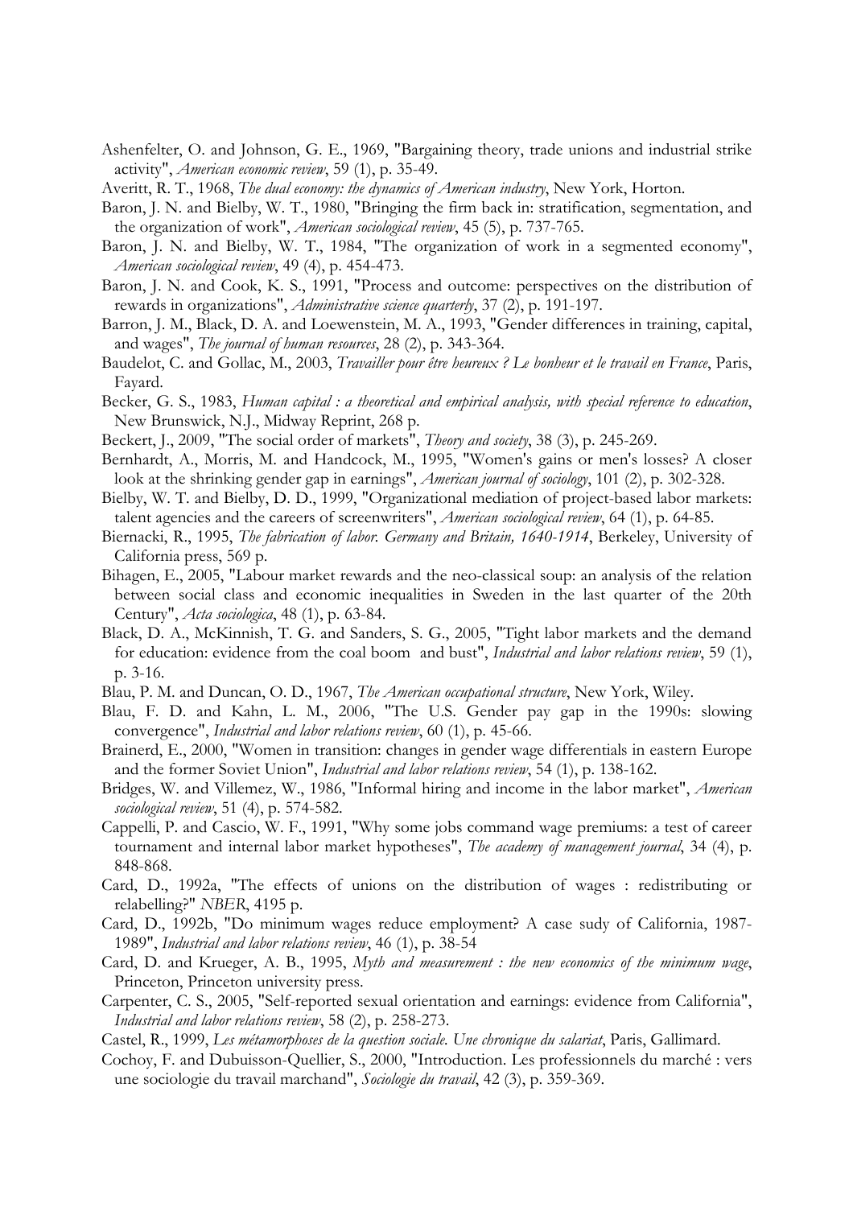Ashenfelter, O. and Johnson, G. E., 1969, "Bargaining theory, trade unions and industrial strike activity", *American economic review*, 59 (1), p. 35-49.

Averitt, R. T., 1968, *The dual economy: the dynamics of American industry*, New York, Horton.

Baron, J. N. and Bielby, W. T., 1980, "Bringing the firm back in: stratification, segmentation, and the organization of work", *American sociological review*, 45 (5), p. 737-765.

Baron, J. N. and Bielby, W. T., 1984, "The organization of work in a segmented economy", *American sociological review*, 49 (4), p. 454-473.

Baron, J. N. and Cook, K. S., 1991, "Process and outcome: perspectives on the distribution of rewards in organizations", *Administrative science quarterly*, 37 (2), p. 191-197.

Barron, J. M., Black, D. A. and Loewenstein, M. A., 1993, "Gender differences in training, capital, and wages", *The journal of human resources*, 28 (2), p. 343-364.

Baudelot, C. and Gollac, M., 2003, *Travailler pour être heureux ? Le bonheur et le travail en France*, Paris, Fayard.

Becker, G. S., 1983, *Human capital : a theoretical and empirical analysis, with special reference to education*, New Brunswick, N.J., Midway Reprint, 268 p.

Beckert, J., 2009, "The social order of markets", *Theory and society*, 38 (3), p. 245-269.

Bernhardt, A., Morris, M. and Handcock, M., 1995, "Women's gains or men's losses? A closer look at the shrinking gender gap in earnings", *American journal of sociology*, 101 (2), p. 302-328.

Bielby, W. T. and Bielby, D. D., 1999, "Organizational mediation of project-based labor markets: talent agencies and the careers of screenwriters", *American sociological review*, 64 (1), p. 64-85.

Biernacki, R., 1995, *The fabrication of labor. Germany and Britain, 1640-1914*, Berkeley, University of California press, 569 p.

Bihagen, E., 2005, "Labour market rewards and the neo-classical soup: an analysis of the relation between social class and economic inequalities in Sweden in the last quarter of the 20th Century", *Acta sociologica*, 48 (1), p. 63-84.

Black, D. A., McKinnish, T. G. and Sanders, S. G., 2005, "Tight labor markets and the demand for education: evidence from the coal boom and bust", *Industrial and labor relations review*, 59 (1), p. 3-16.

Blau, P. M. and Duncan, O. D., 1967, *The American occupational structure*, New York, Wiley.

Blau, F. D. and Kahn, L. M., 2006, "The U.S. Gender pay gap in the 1990s: slowing convergence", *Industrial and labor relations review*, 60 (1), p. 45-66.

Brainerd, E., 2000, "Women in transition: changes in gender wage differentials in eastern Europe and the former Soviet Union", *Industrial and labor relations review*, 54 (1), p. 138-162.

Bridges, W. and Villemez, W., 1986, "Informal hiring and income in the labor market", *American sociological review*, 51 (4), p. 574-582.

Cappelli, P. and Cascio, W. F., 1991, "Why some jobs command wage premiums: a test of career tournament and internal labor market hypotheses", *The academy of management journal*, 34 (4), p. 848-868.

Card, D., 1992a, "The effects of unions on the distribution of wages : redistributing or relabelling?" *NBER*, 4195 p.

Card, D., 1992b, "Do minimum wages reduce employment? A case sudy of California, 1987-1989", *Industrial and labor relations review*, 46 (1), p. 38-54

Card, D. and Krueger, A. B., 1995, *Myth and measurement : the new economics of the minimum wage*, Princeton, Princeton university press.

Carpenter, C. S., 2005, "Self-reported sexual orientation and earnings: evidence from California", *Industrial and labor relations review*, 58 (2), p. 258-273.

Castel, R., 1999, *Les métamorphoses de la question sociale. Une chronique du salariat*, Paris, Gallimard.

Cochoy, F. and Dubuisson-Quellier, S., 2000, "Introduction. Les professionnels du marché : vers une sociologie du travail marchand", *Sociologie du travail*, 42 (3), p. 359-369.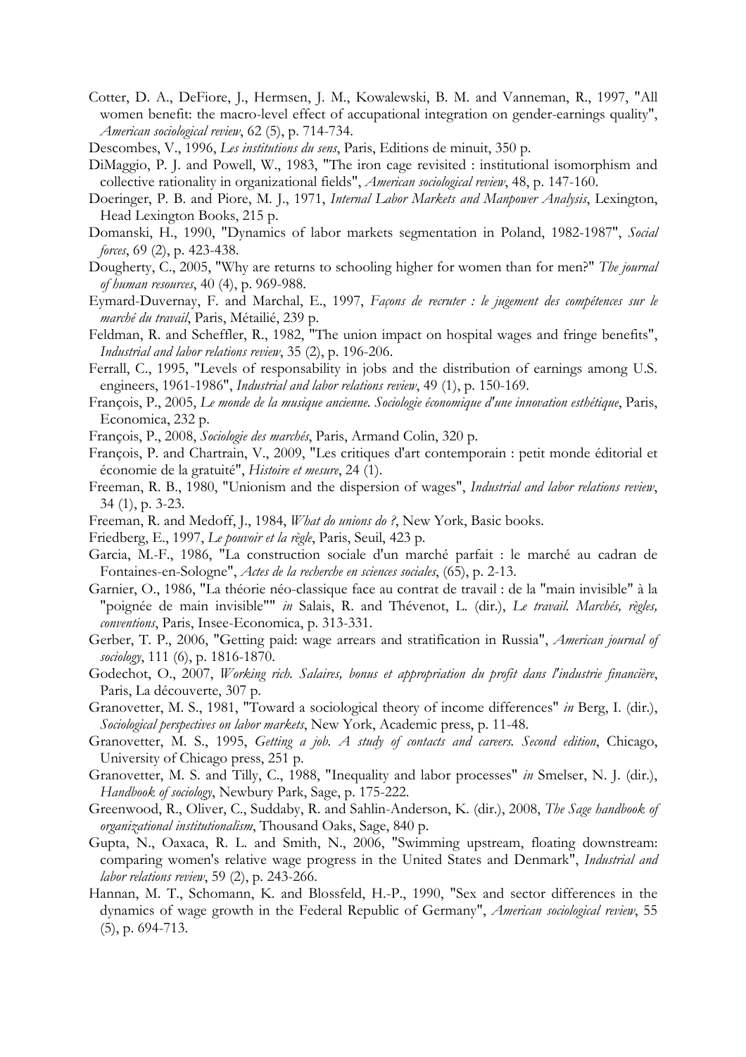Cotter, D. A., DeFiore, J., Hermsen, J. M., Kowalewski, B. M. and Vanneman, R., 1997, "All women benefit: the macro-level effect of accupational integration on gender-earnings quality", *American sociological review*, 62 (5), p. 714-734.

Descombes, V., 1996, *Les institutions du sens*, Paris, Editions de minuit, 350 p.

DiMaggio, P. J. and Powell, W., 1983, "The iron cage revisited : institutional isomorphism and collective rationality in organizational fields", *American sociological review*, 48, p. 147-160.

Doeringer, P. B. and Piore, M. J., 1971, *Internal Labor Markets and Manpower Analysis*, Lexington, Head Lexington Books, 215 p.

Domanski, H., 1990, "Dynamics of labor markets segmentation in Poland, 1982-1987", *Social forces*, 69 (2), p. 423-438.

Dougherty, C., 2005, "Why are returns to schooling higher for women than for men?" *The journal of human resources*, 40 (4), p. 969-988.

Eymard-Duvernay, F. and Marchal, E., 1997, *Façons de recruter : le jugement des compétences sur le marché du travail*, Paris, Métailié, 239 p.

Feldman, R. and Scheffler, R., 1982, "The union impact on hospital wages and fringe benefits", *Industrial and labor relations review*, 35 (2), p. 196-206.

Ferrall, C., 1995, "Levels of responsability in jobs and the distribution of earnings among U.S. engineers, 1961-1986", *Industrial and labor relations review*, 49 (1), p. 150-169.

François, P., 2005, *Le monde de la musique ancienne. Sociologie économique d'une innovation esthétique*, Paris, Economica, 232 p.

François, P., 2008, *Sociologie des marchés*, Paris, Armand Colin, 320 p.

François, P. and Chartrain, V., 2009, "Les critiques d'art contemporain : petit monde éditorial et économie de la gratuité", *Histoire et mesure*, 24 (1).

Freeman, R. B., 1980, "Unionism and the dispersion of wages", *Industrial and labor relations review*, 34 (1), p. 3-23.

Freeman, R. and Medoff, J., 1984, *What do unions do ?*, New York, Basic books.

Friedberg, E., 1997, *Le pouvoir et la règle*, Paris, Seuil, 423 p.

Garcia, M.-F., 1986, "La construction sociale d'un marché parfait : le marché au cadran de Fontaines-en-Sologne", *Actes de la recherche en sciences sociales*, (65), p. 2-13.

Garnier, O., 1986, "La théorie néo-classique face au contrat de travail : de la "main invisible" à la "poignée de main invisible"" *in* Salais, R. and Thévenot, L. (dir.), *Le travail. Marchés, règles, conventions*, Paris, Insee-Economica, p. 313-331.

Gerber, T. P., 2006, "Getting paid: wage arrears and stratification in Russia", *American journal of sociology*, 111 (6), p. 1816-1870.

Godechot, O., 2007, *Working rich. Salaires, bonus et appropriation du profit dans l'industrie financière*, Paris, La découverte, 307 p.

Granovetter, M. S., 1981, "Toward a sociological theory of income differences" *in* Berg, I. (dir.), *Sociological perspectives on labor markets*, New York, Academic press, p. 11-48.

Granovetter, M. S., 1995, *Getting a job. A study of contacts and careers. Second edition*, Chicago, University of Chicago press, 251 p.

Granovetter, M. S. and Tilly, C., 1988, "Inequality and labor processes" *in* Smelser, N. J. (dir.), *Handbook of sociology*, Newbury Park, Sage, p. 175-222.

Greenwood, R., Oliver, C., Suddaby, R. and Sahlin-Anderson, K. (dir.), 2008, *The Sage handbook of organizational institutionalism*, Thousand Oaks, Sage, 840 p.

Gupta, N., Oaxaca, R. L. and Smith, N., 2006, "Swimming upstream, floating downstream: comparing women's relative wage progress in the United States and Denmark", *Industrial and labor relations review*, 59 (2), p. 243-266.

Hannan, M. T., Schomann, K. and Blossfeld, H.-P., 1990, "Sex and sector differences in the dynamics of wage growth in the Federal Republic of Germany", *American sociological review*, 55 (5), p. 694-713.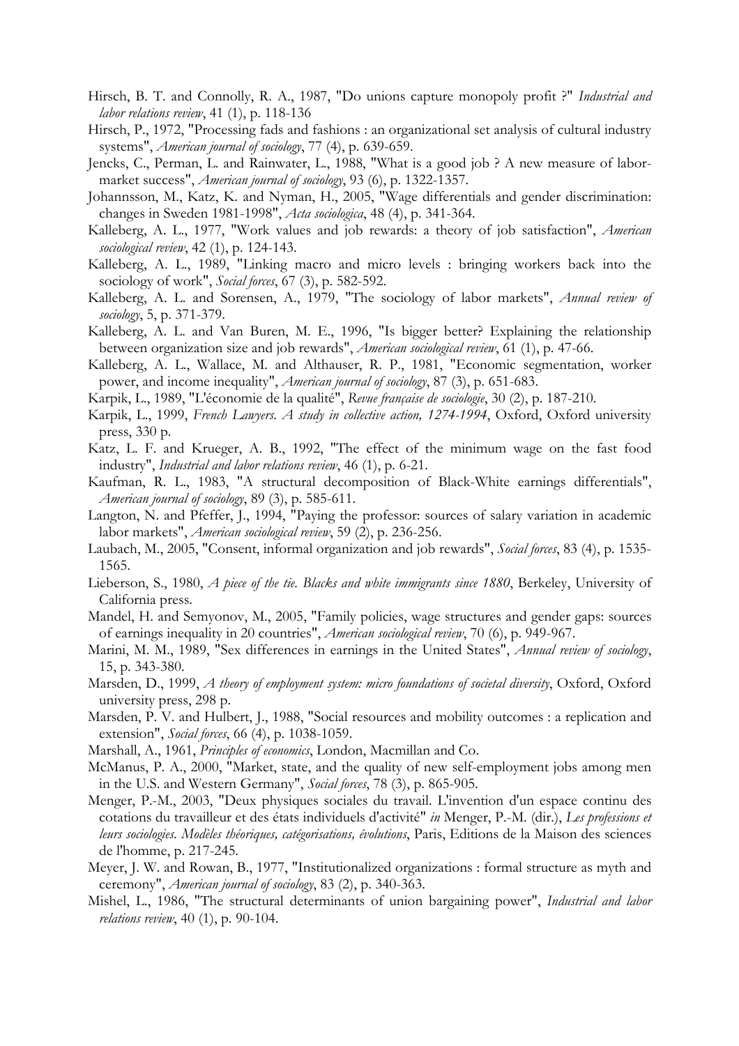Hirsch, B. T. and Connolly, R. A., 1987, "Do unions capture monopoly profit ?" *Industrial and labor relations review*, 41 (1), p. 118-136

Hirsch, P., 1972, "Processing fads and fashions : an organizational set analysis of cultural industry systems", *American journal of sociology*, 77 (4), p. 639-659.

Jencks, C., Perman, L. and Rainwater, L., 1988, "What is a good job ? A new measure of labor-market success", *American journal of sociology*, 93 (6), p. 1322-1357.

Johannsson, M., Katz, K. and Nyman, H., 2005, "Wage differentials and gender discrimination: changes in Sweden 1981-1998", *Acta sociologica*, 48 (4), p. 341-364.

Kalleberg, A. L., 1977, "Work values and job rewards: a theory of job satisfaction", *American sociological review*, 42 (1), p. 124-143.

Kalleberg, A. L., 1989, "Linking macro and micro levels : bringing workers back into the sociology of work", *Social forces*, 67 (3), p. 582-592.

Kalleberg, A. L. and Sorensen, A., 1979, "The sociology of labor markets", *Annual review of sociology*, 5, p. 371-379.

Kalleberg, A. L. and Van Buren, M. E., 1996, "Is bigger better? Explaining the relationship between organization size and job rewards", *American sociological review*, 61 (1), p. 47-66.

Kalleberg, A. L., Wallace, M. and Althauser, R. P., 1981, "Economic segmentation, worker power, and income inequality", *American journal of sociology*, 87 (3), p. 651-683.

Karpik, L., 1989, "L'économie de la qualité", *Revue française de sociologie*, 30 (2), p. 187-210.

Karpik, L., 1999, *French Lawyers. A study in collective action, 1274-1994*, Oxford, Oxford university press, 330 p.

Katz, L. F. and Krueger, A. B., 1992, "The effect of the minimum wage on the fast food industry", *Industrial and labor relations review*, 46 (1), p. 6-21.

Kaufman, R. L., 1983, "A structural decomposition of Black-White earnings differentials", *American journal of sociology*, 89 (3), p. 585-611.

Langton, N. and Pfeffer, J., 1994, "Paying the professor: sources of salary variation in academic labor markets", *American sociological review*, 59 (2), p. 236-256.

Laubach, M., 2005, "Consent, informal organization and job rewards", *Social forces*, 83 (4), p. 1535-1565.

Lieberson, S., 1980, *A piece of the tie. Blacks and white immigrants since 1880*, Berkeley, University of California press.

Mandel, H. and Semyonov, M., 2005, "Family policies, wage structures and gender gaps: sources of earnings inequality in 20 countries", *American sociological review*, 70 (6), p. 949-967.

Marini, M. M., 1989, "Sex differences in earnings in the United States", *Annual review of sociology*, 15, p. 343-380.

Marsden, D., 1999, *A theory of employment system: micro foundations of societal diversity*, Oxford, Oxford university press, 298 p.

Marsden, P. V. and Hulbert, J., 1988, "Social resources and mobility outcomes : a replication and extension", *Social forces*, 66 (4), p. 1038-1059.

Marshall, A., 1961, *Principles of economics*, London, Macmillan and Co.

McManus, P. A., 2000, "Market, state, and the quality of new self-employment jobs among men in the U.S. and Western Germany", *Social forces*, 78 (3), p. 865-905.

Menger, P.-M., 2003, "Deux physiques sociales du travail. L'invention d'un espace continu des cotations du travailleur et des états individuels d'activité" *in* Menger, P.-M. (dir.), *Les professions et leurs sociologies. Modèles théoriques, catégorisations, évolutions*, Paris, Editions de la Maison des sciences de l'homme, p. 217-245.

Meyer, J. W. and Rowan, B., 1977, "Institutionalized organizations : formal structure as myth and ceremony", *American journal of sociology*, 83 (2), p. 340-363.

Mishel, L., 1986, "The structural determinants of union bargaining power", *Industrial and labor relations review*, 40 (1), p. 90-104.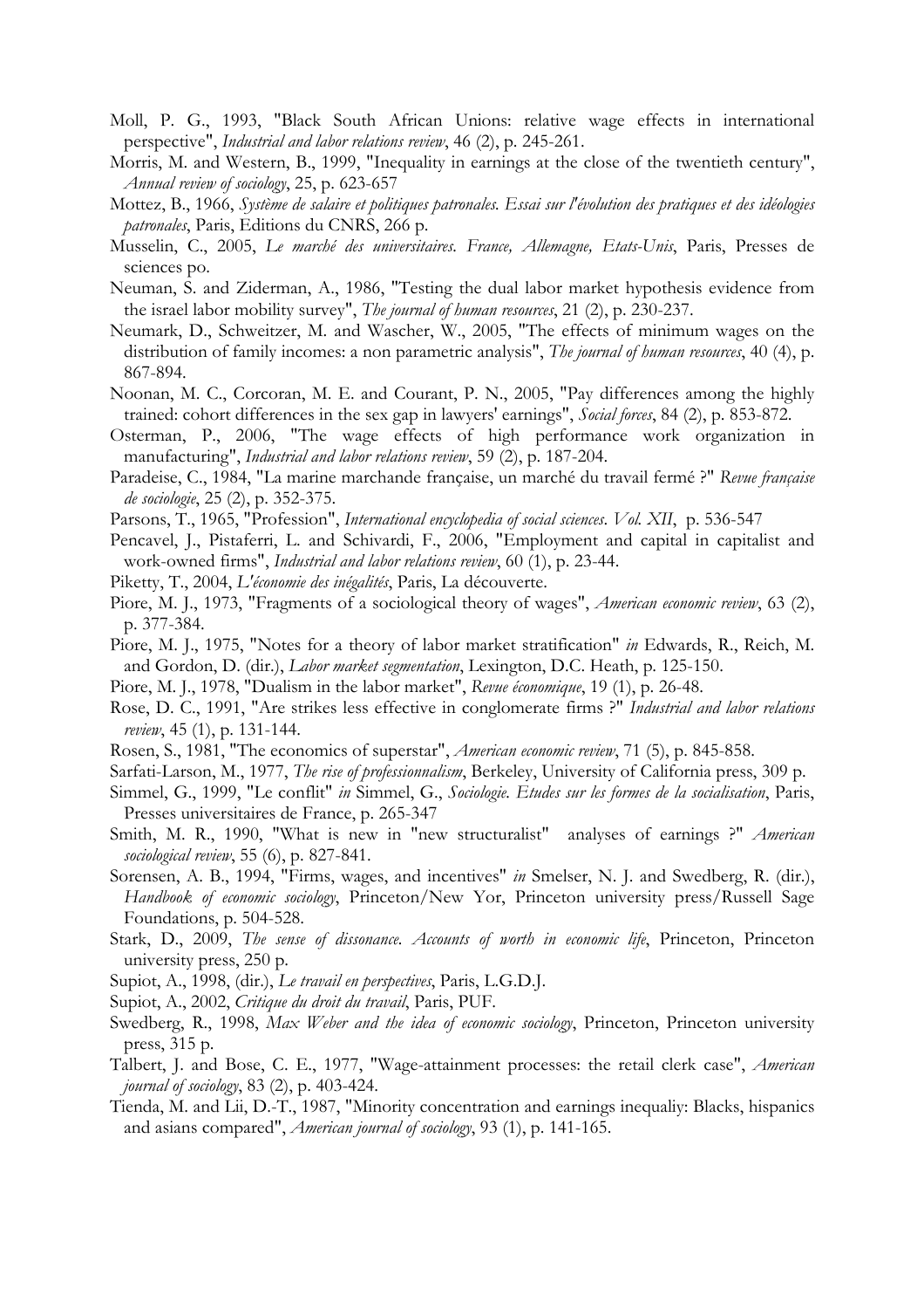Moll, P. G., 1993, "Black South African Unions: relative wage effects in international perspective", *Industrial and labor relations review*, 46 (2), p. 245-261.

Morris, M. and Western, B., 1999, "Inequality in earnings at the close of the twentieth century", *Annual review of sociology*, 25, p. 623-657

Mottez, B., 1966, *Système de salaire et politiques patronales. Essai sur l'évolution des pratiques et des idéologies patronales*, Paris, Editions du CNRS, 266 p.

Musselin, C., 2005, *Le marché des universitaires. France, Allemagne, Etats-Unis*, Paris, Presses de sciences po.

Neuman, S. and Ziderman, A., 1986, "Testing the dual labor market hypothesis evidence from the israel labor mobility survey", *The journal of human resources*, 21 (2), p. 230-237.

Neumark, D., Schweitzer, M. and Wascher, W., 2005, "The effects of minimum wages on the distribution of family incomes: a non parametric analysis", *The journal of human resources*, 40 (4), p. 867-894.

Noonan, M. C., Corcoran, M. E. and Courant, P. N., 2005, "Pay differences among the highly trained: cohort differences in the sex gap in lawyers' earnings", *Social forces*, 84 (2), p. 853-872.

Osterman, P., 2006, "The wage effects of high performance work organization in manufacturing", *Industrial and labor relations review*, 59 (2), p. 187-204.

Paradeise, C., 1984, "La marine marchande française, un marché du travail fermé ?" *Revue française de sociologie*, 25 (2), p. 352-375.

Parsons, T., 1965, "Profession", *International encyclopedia of social sciences*. *Vol. XII*, p. 536-547

Pencavel, J., Pistaferri, L. and Schivardi, F., 2006, "Employment and capital in capitalist and work-owned firms", *Industrial and labor relations review*, 60 (1), p. 23-44.

Piketty, T., 2004, *L'économie des inégalités*, Paris, La découverte.

Piore, M. J., 1973, "Fragments of a sociological theory of wages", *American economic review*, 63 (2), p. 377-384.

Piore, M. J., 1975, "Notes for a theory of labor market stratification" *in* Edwards, R., Reich, M. and Gordon, D. (dir.), *Labor market segmentation*, Lexington, D.C. Heath, p. 125-150.

Piore, M. J., 1978, "Dualism in the labor market", *Revue économique*, 19 (1), p. 26-48.

Rose, D. C., 1991, "Are strikes less effective in conglomerate firms ?" *Industrial and labor relations review*, 45 (1), p. 131-144.

Rosen, S., 1981, "The economics of superstar", *American economic review*, 71 (5), p. 845-858.

Sarfati-Larson, M., 1977, *The rise of professionnalism*, Berkeley, University of California press, 309 p.

Simmel, G., 1999, "Le conflit" *in* Simmel, G., *Sociologie. Etudes sur les formes de la socialisation*, Paris, Presses universitaires de France, p. 265-347

Smith, M. R., 1990, "What is new in "new structuralist" analyses of earnings ?" *American sociological review*, 55 (6), p. 827-841.

Sorensen, A. B., 1994, "Firms, wages, and incentives" *in* Smelser, N. J. and Swedberg, R. (dir.), *Handbook of economic sociology*, Princeton/New Yor, Princeton university press/Russell Sage Foundations, p. 504-528.

Stark, D., 2009, *The sense of dissonance. Accounts of worth in economic life*, Princeton, Princeton university press, 250 p.

Supiot, A., 1998, (dir.), *Le travail en perspectives*, Paris, L.G.D.J.

Supiot, A., 2002, *Critique du droit du travail*, Paris, PUF.

Swedberg, R., 1998, *Max Weber and the idea of economic sociology*, Princeton, Princeton university press, 315 p.

Talbert, J. and Bose, C. E., 1977, "Wage-attainment processes: the retail clerk case", *American journal of sociology*, 83 (2), p. 403-424.

Tienda, M. and Lii, D.-T., 1987, "Minority concentration and earnings inequaliy: Blacks, hispanics and asians compared", *American journal of sociology*, 93 (1), p. 141-165.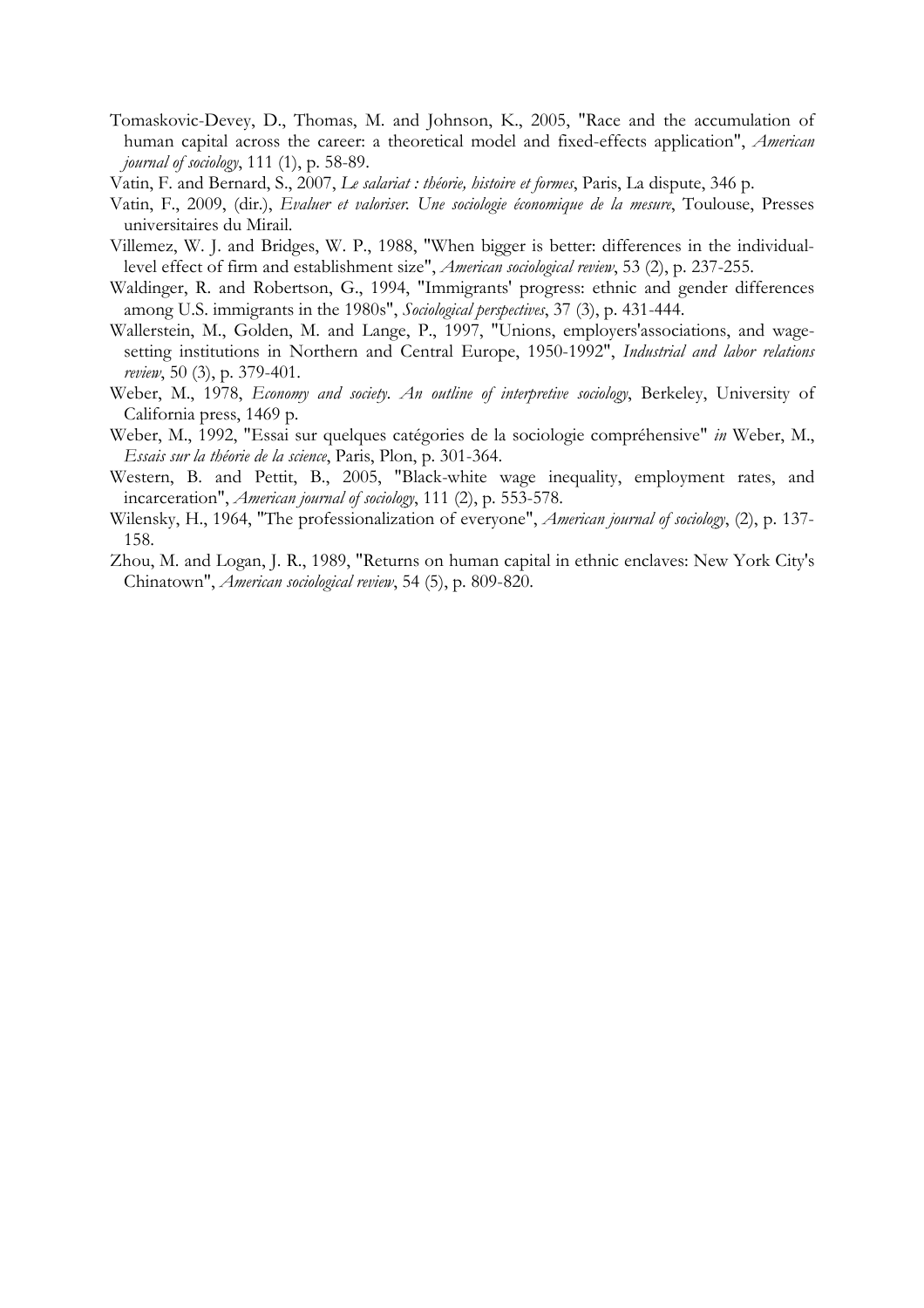Tomaskovic-Devey, D., Thomas, M. and Johnson, K., 2005, "Race and the accumulation of human capital across the career: a theoretical model and fixed-effects application", *American journal of sociology*, 111 (1), p. 58-89.

Vatin, F. and Bernard, S., 2007, *Le salariat : théorie, histoire et formes*, Paris, La dispute, 346 p.

Vatin, F., 2009, (dir.), *Evaluer et valoriser. Une sociologie économique de la mesure*, Toulouse, Presses universitaires du Mirail.

Villemez, W. J. and Bridges, W. P., 1988, "When bigger is better: differences in the individual-level effect of firm and establishment size", *American sociological review*, 53 (2), p. 237-255.

Waldinger, R. and Robertson, G., 1994, "Immigrants' progress: ethnic and gender differences among U.S. immigrants in the 1980s", *Sociological perspectives*, 37 (3), p. 431-444.

Wallerstein, M., Golden, M. and Lange, P., 1997, "Unions, employers'associations, and wage-setting institutions in Northern and Central Europe, 1950-1992", *Industrial and labor relations review*, 50 (3), p. 379-401.

Weber, M., 1978, *Economy and society. An outline of interpretive sociology*, Berkeley, University of California press, 1469 p.

Weber, M., 1992, "Essai sur quelques catégories de la sociologie compréhensive" *in* Weber, M., *Essais sur la théorie de la science*, Paris, Plon, p. 301-364.

Western, B. and Pettit, B., 2005, "Black-white wage inequality, employment rates, and incarceration", *American journal of sociology*, 111 (2), p. 553-578.

Wilensky, H., 1964, "The professionalization of everyone", *American journal of sociology*, (2), p. 137-158.

Zhou, M. and Logan, J. R., 1989, "Returns on human capital in ethnic enclaves: New York City's Chinatown", *American sociological review*, 54 (5), p. 809-820.